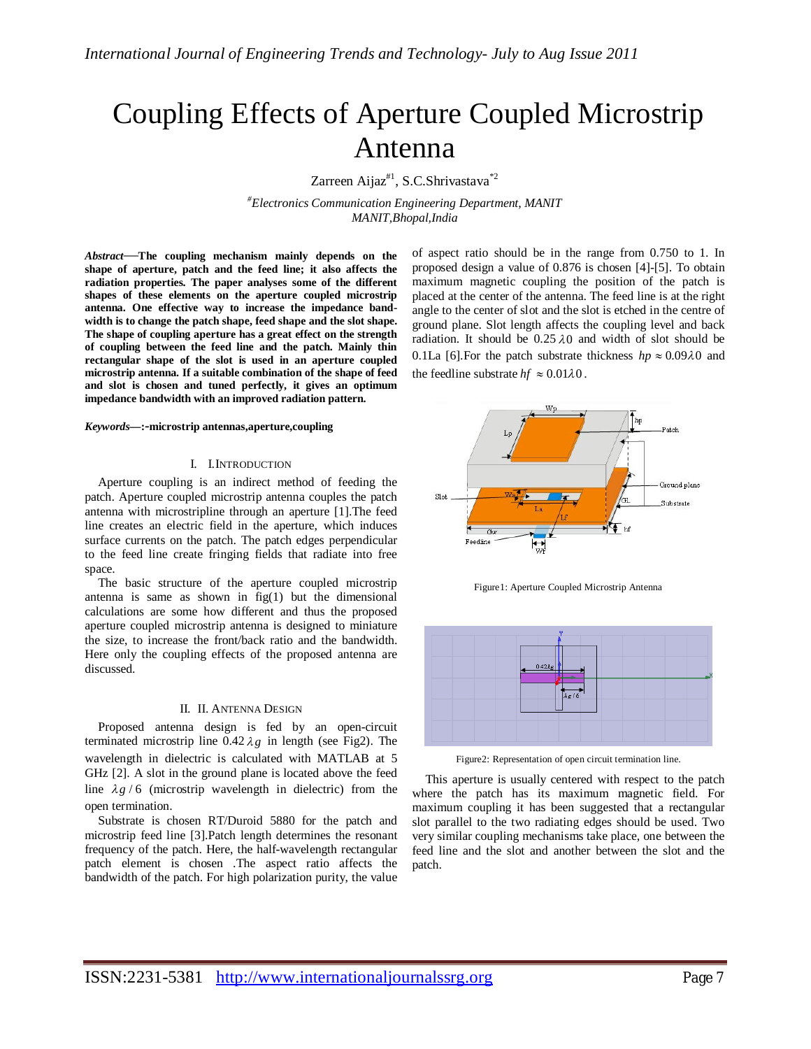# Coupling Effects of Aperture Coupled Microstrip Antenna

Zarreen Aijaz[#1], S.C.Shrivastava[*2]

[#]*Electronics Communication Engineering Department, MANIT*
*MANIT,Bhopal,India*

***Abstract*—The coupling mechanism mainly depends on the shape of aperture, patch and the feed line; it also affects the radiation properties. The paper analyses some of the different shapes of these elements on the aperture coupled microstrip antenna. One effective way to increase the impedance bandwidth is to change the patch shape, feed shape and the slot shape. The shape of coupling aperture has a great effect on the strength of coupling between the feed line and the patch. Mainly thin rectangular shape of the slot is used in an aperture coupled microstrip antenna. If a suitable combination of the shape of feed and slot is chosen and tuned perfectly, it gives an optimum impedance bandwidth with an improved radiation pattern.**

***Keywords*—:-microstrip antennas,aperture,coupling**

## I. INTRODUCTION

Aperture coupling is an indirect method of feeding the patch. Aperture coupled microstrip antenna couples the patch antenna with microstripline through an aperture [1].The feed line creates an electric field in the aperture, which induces surface currents on the patch. The patch edges perpendicular to the feed line create fringing fields that radiate into free space.

The basic structure of the aperture coupled microstrip antenna is same as shown in fig(1) but the dimensional calculations are some how different and thus the proposed aperture coupled microstrip antenna is designed to miniature the size, to increase the front/back ratio and the bandwidth. Here only the coupling effects of the proposed antenna are discussed.

## II. ANTENNA DESIGN

Proposed antenna design is fed by an open-circuit terminated microstrip line $0.42\lambda g$ in length (see Fig2). The wavelength in dielectric is calculated with MATLAB at 5 GHz [2]. A slot in the ground plane is located above the feed line $\lambda g / 6$ (microstrip wavelength in dielectric) from the open termination.

Substrate is chosen RT/Duroid 5880 for the patch and microstrip feed line [3].Patch length determines the resonant frequency of the patch. Here, the half-wavelength rectangular patch element is chosen .The aspect ratio affects the bandwidth of the patch. For high polarization purity, the value of aspect ratio should be in the range from 0.750 to 1. In proposed design a value of 0.876 is chosen [4]-[5]. To obtain maximum magnetic coupling the position of the patch is placed at the center of the antenna. The feed line is at the right angle to the center of slot and the slot is etched in the centre of ground plane. Slot length affects the coupling level and back radiation. It should be $0.25\lambda 0$ and width of slot should be 0.1La [6].For the patch substrate thickness $hp \approx 0.09\lambda 0$ and the feedline substrate $hf \approx 0.01\lambda 0$.

Figure1: Aperture Coupled Microstrip Antenna

Figure2: Representation of open circuit termination line.

This aperture is usually centered with respect to the patch where the patch has its maximum magnetic field. For maximum coupling it has been suggested that a rectangular slot parallel to the two radiating edges should be used. Two very similar coupling mechanisms take place, one between the feed line and the slot and another between the slot and the patch.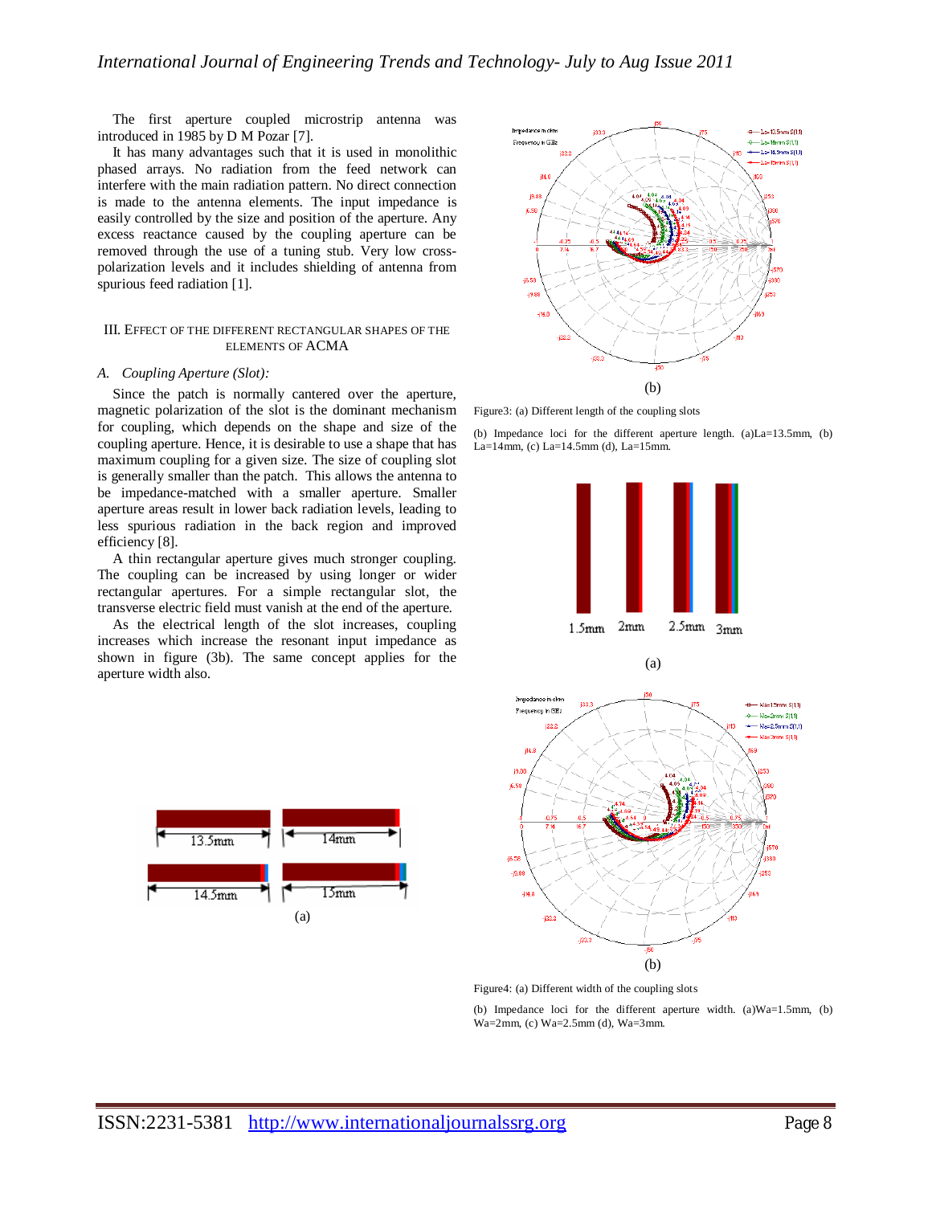The first aperture coupled microstrip antenna was introduced in 1985 by D M Pozar [7].

It has many advantages such that it is used in monolithic phased arrays. No radiation from the feed network can interfere with the main radiation pattern. No direct connection is made to the antenna elements. The input impedance is easily controlled by the size and position of the aperture. Any excess reactance caused by the coupling aperture can be removed through the use of a tuning stub. Very low cross-polarization levels and it includes shielding of antenna from spurious feed radiation [1].

## III. Effect of the Different Rectangular Shapes of the Elements of ACMA

### *A. Coupling Aperture (Slot):*

Since the patch is normally cantered over the aperture, magnetic polarization of the slot is the dominant mechanism for coupling, which depends on the shape and size of the coupling aperture. Hence, it is desirable to use a shape that has maximum coupling for a given size. The size of coupling slot is generally smaller than the patch. This allows the antenna to be impedance-matched with a smaller aperture. Smaller aperture areas result in lower back radiation levels, leading to less spurious radiation in the back region and improved efficiency [8].

A thin rectangular aperture gives much stronger coupling. The coupling can be increased by using longer or wider rectangular apertures. For a simple rectangular slot, the transverse electric field must vanish at the end of the aperture.

As the electrical length of the slot increases, coupling increases which increase the resonant input impedance as shown in figure (3b). The same concept applies for the aperture width also.

(a)

(b)

Figure3: (a) Different length of the coupling slots

(b) Impedance loci for the different aperture length. (a)La=13.5mm, (b) La=14mm, (c) La=14.5mm (d), La=15mm.

(a)

(b)

Figure4: (a) Different width of the coupling slots

(b) Impedance loci for the different aperture width. (a)Wa=1.5mm, (b) Wa=2mm, (c) Wa=2.5mm (d), Wa=3mm.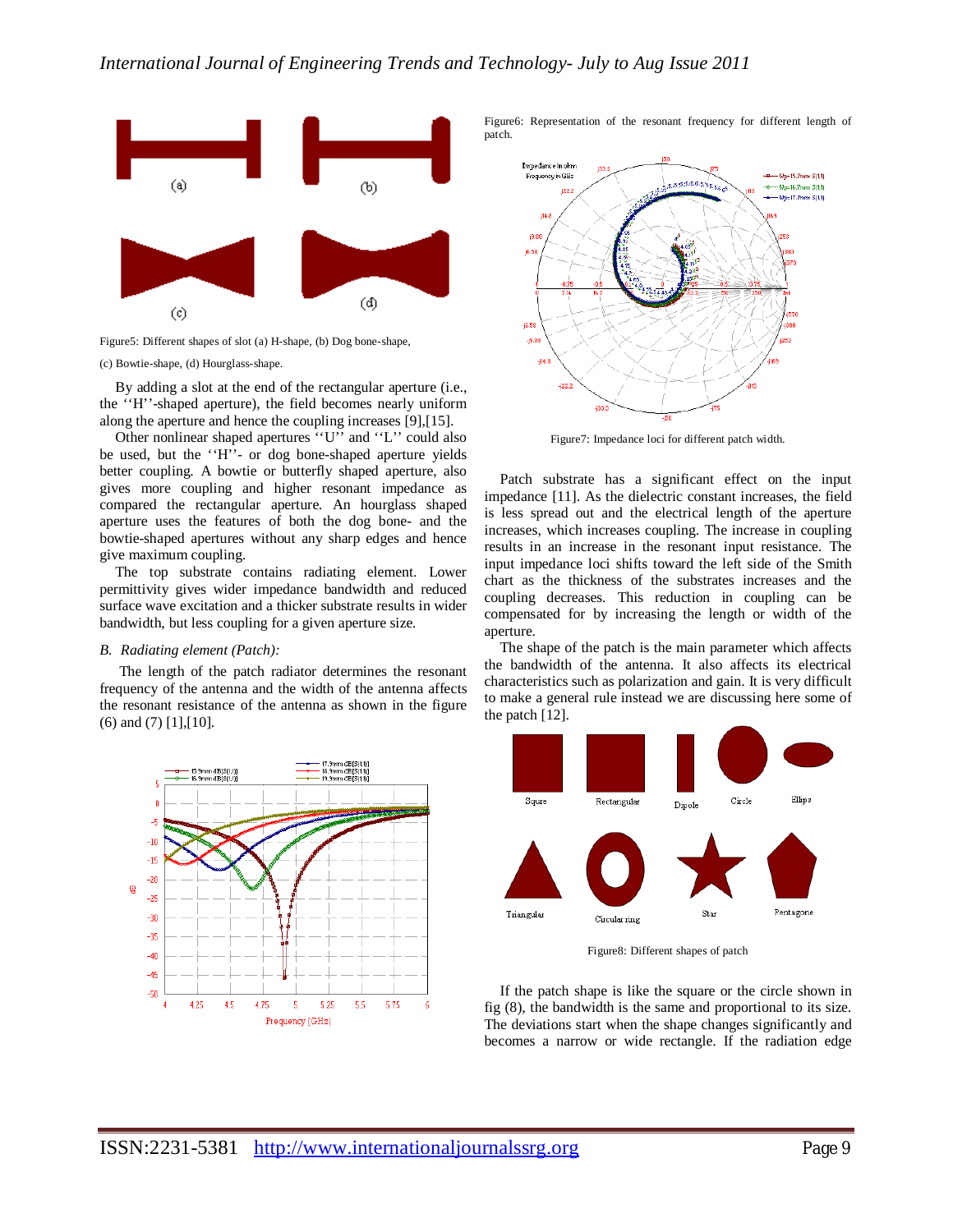Figure5: Different shapes of slot (a) H-shape, (b) Dog bone-shape, (c) Bowtie-shape, (d) Hourglass-shape.

By adding a slot at the end of the rectangular aperture (i.e., the ''H''-shaped aperture), the field becomes nearly uniform along the aperture and hence the coupling increases [9],[15].

Other nonlinear shaped apertures ''U'' and ''L'' could also be used, but the ''H''- or dog bone-shaped aperture yields better coupling. A bowtie or butterfly shaped aperture, also gives more coupling and higher resonant impedance as compared the rectangular aperture. An hourglass shaped aperture uses the features of both the dog bone- and the bowtie-shaped apertures without any sharp edges and hence give maximum coupling.

The top substrate contains radiating element. Lower permittivity gives wider impedance bandwidth and reduced surface wave excitation and a thicker substrate results in wider bandwidth, but less coupling for a given aperture size.

### *B. Radiating element (Patch):*

The length of the patch radiator determines the resonant frequency of the antenna and the width of the antenna affects the resonant resistance of the antenna as shown in the figure (6) and (7) [1],[10].

Figure6: Representation of the resonant frequency for different length of patch.

Figure7: Impedance loci for different patch width.

Patch substrate has a significant effect on the input impedance [11]. As the dielectric constant increases, the field is less spread out and the electrical length of the aperture increases, which increases coupling. The increase in coupling results in an increase in the resonant input resistance. The input impedance loci shifts toward the left side of the Smith chart as the thickness of the substrates increases and the coupling decreases. This reduction in coupling can be compensated for by increasing the length or width of the aperture.

The shape of the patch is the main parameter which affects the bandwidth of the antenna. It also affects its electrical characteristics such as polarization and gain. It is very difficult to make a general rule instead we are discussing here some of the patch [12].

Figure8: Different shapes of patch

If the patch shape is like the square or the circle shown in fig (8), the bandwidth is the same and proportional to its size. The deviations start when the shape changes significantly and becomes a narrow or wide rectangle. If the radiation edge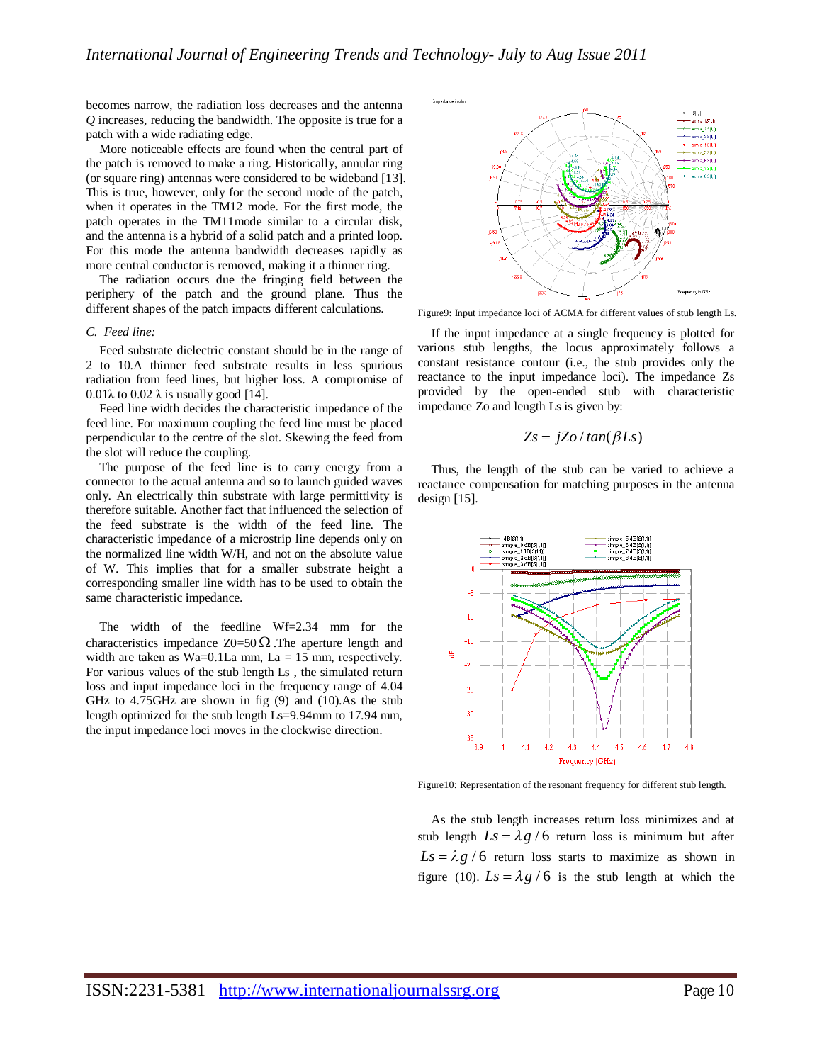becomes narrow, the radiation loss decreases and the antenna *Q* increases, reducing the bandwidth. The opposite is true for a patch with a wide radiating edge.

More noticeable effects are found when the central part of the patch is removed to make a ring. Historically, annular ring (or square ring) antennas were considered to be wideband [13]. This is true, however, only for the second mode of the patch, when it operates in the TM12 mode. For the first mode, the patch operates in the TM11mode similar to a circular disk, and the antenna is a hybrid of a solid patch and a printed loop. For this mode the antenna bandwidth decreases rapidly as more central conductor is removed, making it a thinner ring.

The radiation occurs due the fringing field between the periphery of the patch and the ground plane. Thus the different shapes of the patch impacts different calculations.

### *C. Feed line:*

Feed substrate dielectric constant should be in the range of 2 to 10.A thinner feed substrate results in less spurious radiation from feed lines, but higher loss. A compromise of 0.01λ to 0.02 λ is usually good [14].

Feed line width decides the characteristic impedance of the feed line. For maximum coupling the feed line must be placed perpendicular to the centre of the slot. Skewing the feed from the slot will reduce the coupling.

The purpose of the feed line is to carry energy from a connector to the actual antenna and so to launch guided waves only. An electrically thin substrate with large permittivity is therefore suitable. Another fact that influenced the selection of the feed substrate is the width of the feed line. The characteristic impedance of a microstrip line depends only on the normalized line width W/H, and not on the absolute value of W. This implies that for a smaller substrate height a corresponding smaller line width has to be used to obtain the same characteristic impedance.

The width of the feedline Wf=2.34 mm for the characteristics impedance Z0=50 Ω .The aperture length and width are taken as Wa=0.1La mm, La = 15 mm, respectively. For various values of the stub length Ls , the simulated return loss and input impedance loci in the frequency range of 4.04 GHz to 4.75GHz are shown in fig (9) and (10).As the stub length optimized for the stub length Ls=9.94mm to 17.94 mm, the input impedance loci moves in the clockwise direction.

Figure9: Input impedance loci of ACMA for different values of stub length Ls.

If the input impedance at a single frequency is plotted for various stub lengths, the locus approximately follows a constant resistance contour (i.e., the stub provides only the reactance to the input impedance loci). The impedance Zs provided by the open-ended stub with characteristic impedance Zo and length Ls is given by:

$$Zs = jZo / tan(\beta Ls)$$

Thus, the length of the stub can be varied to achieve a reactance compensation for matching purposes in the antenna design [15].

Figure10: Representation of the resonant frequency for different stub length.

As the stub length increases return loss minimizes and at stub length $Ls = \lambda g / 6$ return loss is minimum but after $Ls = \lambda g / 6$ return loss starts to maximize as shown in figure (10). $Ls = \lambda g / 6$ is the stub length at which the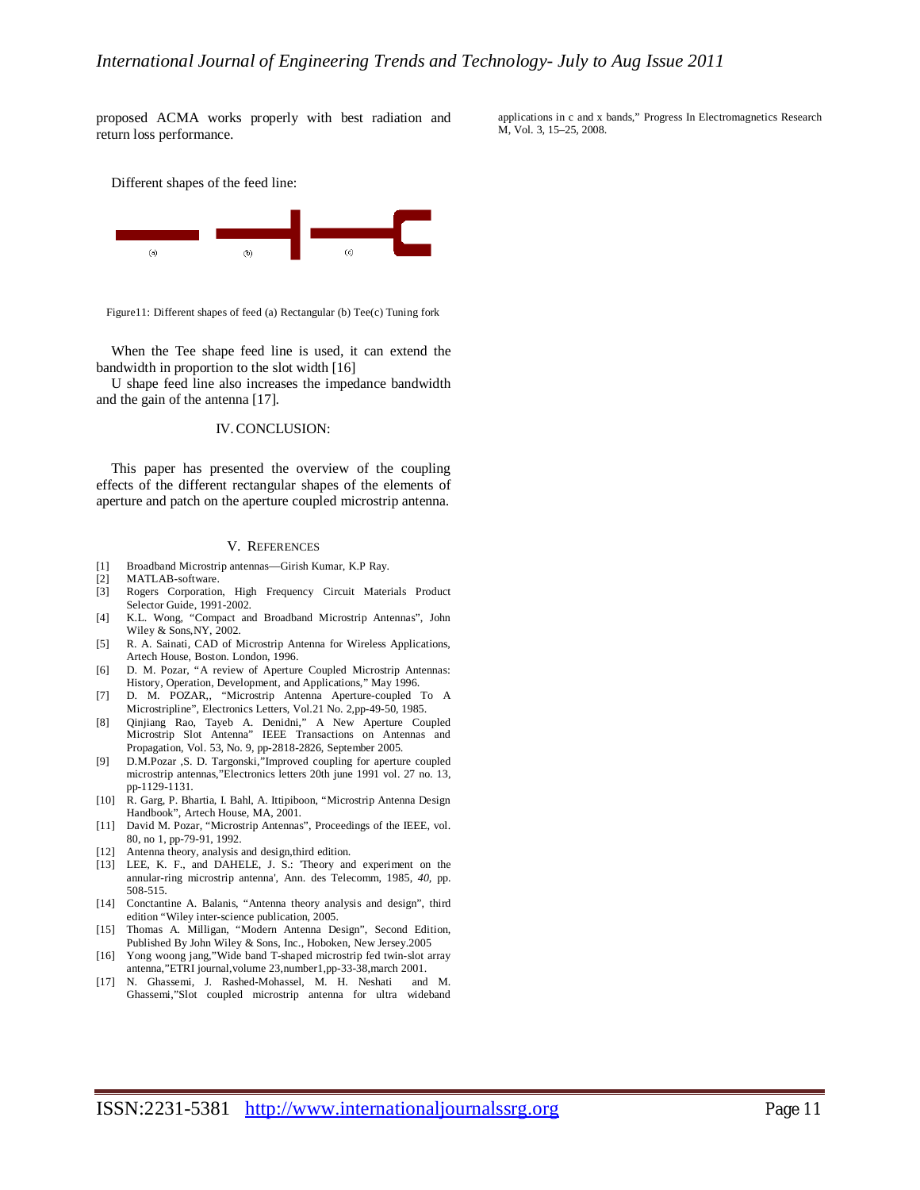proposed ACMA works properly with best radiation and return loss performance.

Different shapes of the feed line:

(a) (b) (c)

Figure11: Different shapes of feed (a) Rectangular (b) Tee(c) Tuning fork

When the Tee shape feed line is used, it can extend the bandwidth in proportion to the slot width [16]

U shape feed line also increases the impedance bandwidth and the gain of the antenna [17].

## IV. CONCLUSION:

This paper has presented the overview of the coupling effects of the different rectangular shapes of the elements of aperture and patch on the aperture coupled microstrip antenna.

## V. REFERENCES

[1] Broadband Microstrip antennas—Girish Kumar, K.P Ray.

[2] MATLAB-software.

[3] Rogers Corporation, High Frequency Circuit Materials Product Selector Guide, 1991-2002.

[4] K.L. Wong, "Compact and Broadband Microstrip Antennas", John Wiley & Sons,NY, 2002.

[5] R. A. Sainati, CAD of Microstrip Antenna for Wireless Applications, Artech House, Boston. London, 1996.

[6] D. M. Pozar, "A review of Aperture Coupled Microstrip Antennas: History, Operation, Development, and Applications," May 1996.

[7] D. M. POZAR,, "Microstrip Antenna Aperture-coupled To A Microstripline", Electronics Letters, Vol.21 No. 2,pp-49-50, 1985.

[8] Qinjiang Rao, Tayeb A. Denidni," A New Aperture Coupled Microstrip Slot Antenna" IEEE Transactions on Antennas and Propagation, Vol. 53, No. 9, pp-2818-2826, September 2005.

[9] D.M.Pozar ,S. D. Targonski,"Improved coupling for aperture coupled microstrip antennas,"Electronics letters 20th june 1991 vol. 27 no. 13, pp-1129-1131.

[10] R. Garg, P. Bhartia, I. Bahl, A. Ittipiboon, "Microstrip Antenna Design Handbook", Artech House, MA, 2001.

[11] David M. Pozar, "Microstrip Antennas", Proceedings of the IEEE, vol. 80, no 1, pp-79-91, 1992.

[12] Antenna theory, analysis and design,third edition.

[13] LEE, K. F., and DAHELE, J. S.: 'Theory and experiment on the annular-ring microstrip antenna', Ann. des Telecomm, 1985, *40,* pp. 508-515.

[14] Conctantine A. Balanis, "Antenna theory analysis and design", third edition "Wiley inter-science publication, 2005.

[15] Thomas A. Milligan, "Modern Antenna Design", Second Edition, Published By John Wiley & Sons, Inc., Hoboken, New Jersey.2005

[16] Yong woong jang,"Wide band T-shaped microstrip fed twin-slot array antenna,"ETRI journal,volume 23,number1,pp-33-38,march 2001.

[17] N. Ghassemi, J. Rashed-Mohassel, M. H. Neshati and M. Ghassemi,"Slot coupled microstrip antenna for ultra wideband applications in c and x bands," Progress In Electromagnetics Research M, Vol. 3, 15–25, 2008.